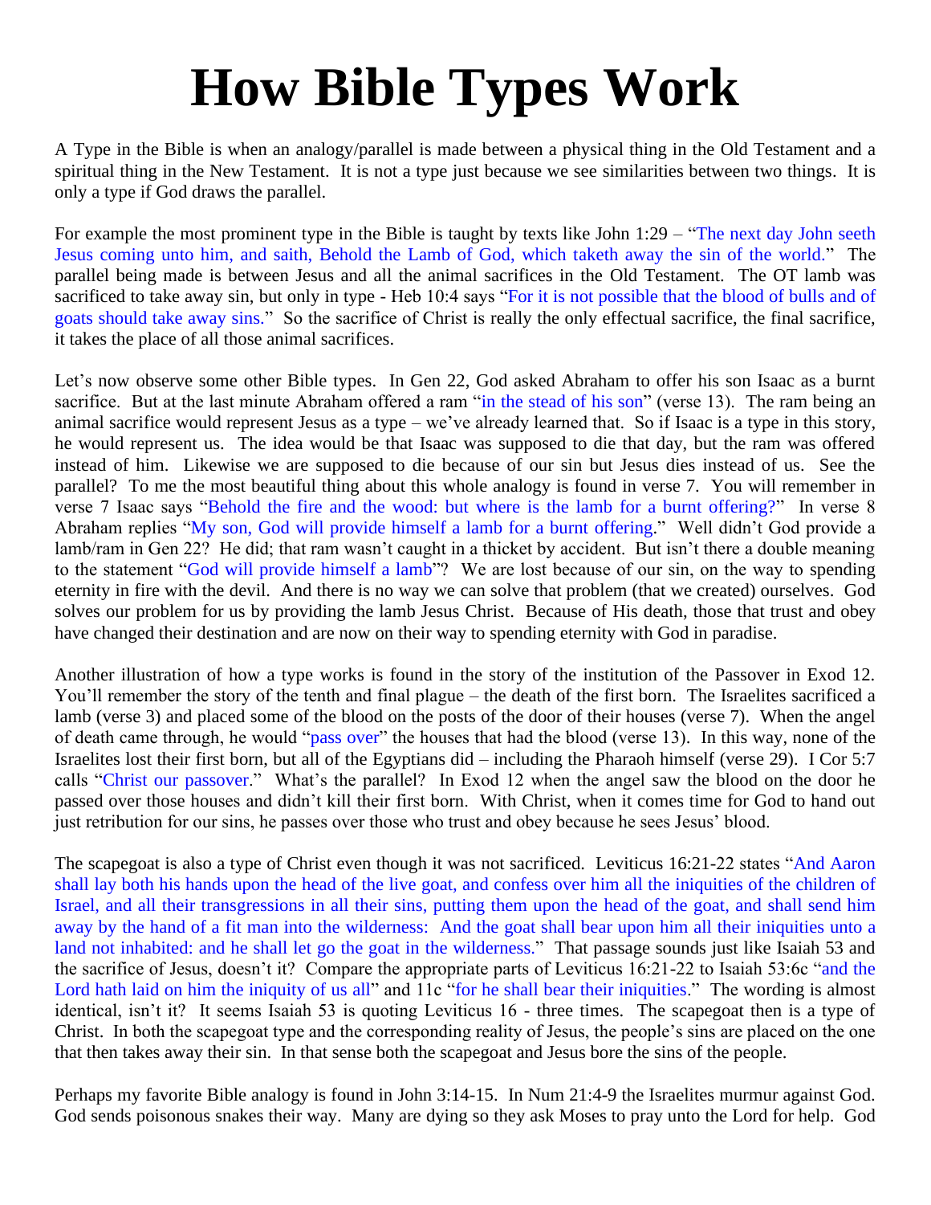# How Bible Types Work

A Type in the Bible is when an analogy/parallel is made between a physical thing in the Old Testament and a spiritual thing in the New Testament. It is not a type just because we see similarities between two things. It is only a type if God draws the parallel.

For example the most prominent type in the Bible is taught by texts like John 1:29 – "The next day John seeth Jesus coming unto him, and saith, Behold the Lamb of God, which taketh away the sin of the world." The parallel being made is between Jesus and all the animal sacrifices in the Old Testament. The OT lamb was sacrificed to take away sin, but only in type - Heb 10:4 says "For it is not possible that the blood of bulls and of goats should take away sins." So the sacrifice of Christ is really the only effectual sacrifice, the final sacrifice, it takes the place of all those animal sacrifices.

Let's now observe some other Bible types. In Gen 22, God asked Abraham to offer his son Isaac as a burnt sacrifice. But at the last minute Abraham offered a ram "in the stead of his son" (verse 13). The ram being an animal sacrifice would represent Jesus as a type – we've already learned that. So if Isaac is a type in this story, he would represent us. The idea would be that Isaac was supposed to die that day, but the ram was offered instead of him. Likewise we are supposed to die because of our sin but Jesus dies instead of us. See the parallel? To me the most beautiful thing about this whole analogy is found in verse 7. You will remember in verse 7 Isaac says "Behold the fire and the wood: but where is the lamb for a burnt offering?" In verse 8 Abraham replies "My son, God will provide himself a lamb for a burnt offering." Well didn't God provide a lamb/ram in Gen 22? He did; that ram wasn't caught in a thicket by accident. But isn't there a double meaning to the statement "God will provide himself a lamb"? We are lost because of our sin, on the way to spending eternity in fire with the devil. And there is no way we can solve that problem (that we created) ourselves. God solves our problem for us by providing the lamb Jesus Christ. Because of His death, those that trust and obey have changed their destination and are now on their way to spending eternity with God in paradise.

Another illustration of how a type works is found in the story of the institution of the Passover in Exod 12. You'll remember the story of the tenth and final plague – the death of the first born. The Israelites sacrificed a lamb (verse 3) and placed some of the blood on the posts of the door of their houses (verse 7). When the angel of death came through, he would "pass over" the houses that had the blood (verse 13). In this way, none of the Israelites lost their first born, but all of the Egyptians did – including the Pharaoh himself (verse 29). I Cor 5:7 calls "Christ our passover." What's the parallel? In Exod 12 when the angel saw the blood on the door he passed over those houses and didn't kill their first born. With Christ, when it comes time for God to hand out just retribution for our sins, he passes over those who trust and obey because he sees Jesus' blood.

The scapegoat is also a type of Christ even though it was not sacrificed. Leviticus 16:21-22 states "And Aaron shall lay both his hands upon the head of the live goat, and confess over him all the iniquities of the children of Israel, and all their transgressions in all their sins, putting them upon the head of the goat, and shall send him away by the hand of a fit man into the wilderness: And the goat shall bear upon him all their iniquities unto a land not inhabited: and he shall let go the goat in the wilderness." That passage sounds just like Isaiah 53 and the sacrifice of Jesus, doesn't it? Compare the appropriate parts of Leviticus 16:21-22 to Isaiah 53:6c "and the Lord hath laid on him the iniquity of us all" and 11c "for he shall bear their iniquities." The wording is almost identical, isn't it? It seems Isaiah 53 is quoting Leviticus 16 - three times. The scapegoat then is a type of Christ. In both the scapegoat type and the corresponding reality of Jesus, the people's sins are placed on the one that then takes away their sin. In that sense both the scapegoat and Jesus bore the sins of the people.

Perhaps my favorite Bible analogy is found in John 3:14-15. In Num 21:4-9 the Israelites murmur against God. God sends poisonous snakes their way. Many are dying so they ask Moses to pray unto the Lord for help. God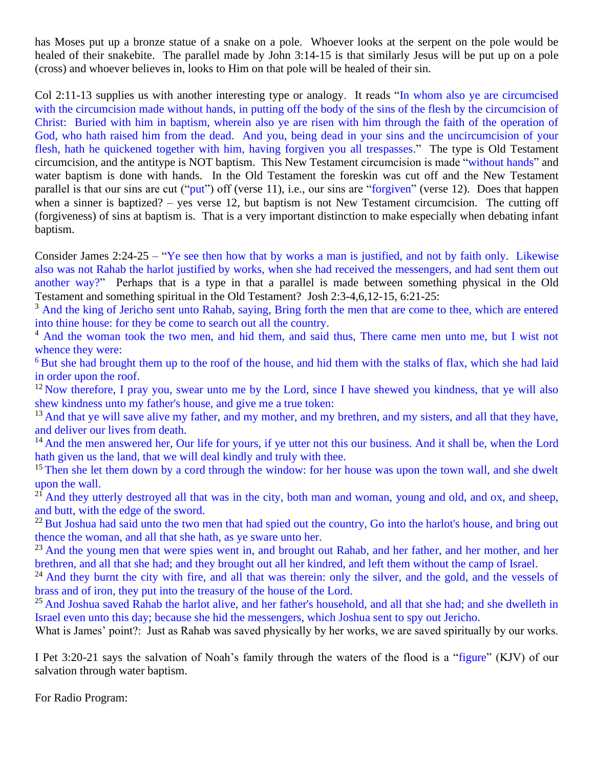has Moses put up a bronze statue of a snake on a pole. Whoever looks at the serpent on the pole would be healed of their snakebite. The parallel made by John 3:14-15 is that similarly Jesus will be put up on a pole (cross) and whoever believes in, looks to Him on that pole will be healed of their sin.

Col 2:11-13 supplies us with another interesting type or analogy. It reads "In whom also ye are circumcised with the circumcision made without hands, in putting off the body of the sins of the flesh by the circumcision of Christ: Buried with him in baptism, wherein also ye are risen with him through the faith of the operation of God, who hath raised him from the dead. And you, being dead in your sins and the uncircumcision of your flesh, hath he quickened together with him, having forgiven you all trespasses." The type is Old Testament circumcision, and the antitype is NOT baptism. This New Testament circumcision is made "without hands" and water baptism is done with hands. In the Old Testament the foreskin was cut off and the New Testament parallel is that our sins are cut ("put") off (verse 11), i.e., our sins are "forgiven" (verse 12). Does that happen when a sinner is baptized? – yes verse 12, but baptism is not New Testament circumcision. The cutting off (forgiveness) of sins at baptism is. That is a very important distinction to make especially when debating infant baptism.

Consider James 2:24-25 – "Ye see then how that by works a man is justified, and not by faith only. Likewise also was not Rahab the harlot justified by works, when she had received the messengers, and had sent them out another way?" Perhaps that is a type in that a parallel is made between something physical in the Old Testament and something spiritual in the Old Testament? Josh 2:3-4,6,12-15, 6:21-25:

[3] And the king of Jericho sent unto Rahab, saying, Bring forth the men that are come to thee, which are entered into thine house: for they be come to search out all the country.

[4] And the woman took the two men, and hid them, and said thus, There came men unto me, but I wist not whence they were:

[6] But she had brought them up to the roof of the house, and hid them with the stalks of flax, which she had laid in order upon the roof.

[12] Now therefore, I pray you, swear unto me by the Lord, since I have shewed you kindness, that ye will also shew kindness unto my father's house, and give me a true token:

[13] And that ye will save alive my father, and my mother, and my brethren, and my sisters, and all that they have, and deliver our lives from death.

[14] And the men answered her, Our life for yours, if ye utter not this our business. And it shall be, when the Lord hath given us the land, that we will deal kindly and truly with thee.

[15] Then she let them down by a cord through the window: for her house was upon the town wall, and she dwelt upon the wall.

[21] And they utterly destroyed all that was in the city, both man and woman, young and old, and ox, and sheep, and butt, with the edge of the sword.

[22] But Joshua had said unto the two men that had spied out the country, Go into the harlot's house, and bring out thence the woman, and all that she hath, as ye sware unto her.

[23] And the young men that were spies went in, and brought out Rahab, and her father, and her mother, and her brethren, and all that she had; and they brought out all her kindred, and left them without the camp of Israel.

[24] And they burnt the city with fire, and all that was therein: only the silver, and the gold, and the vessels of brass and of iron, they put into the treasury of the house of the Lord.

[25] And Joshua saved Rahab the harlot alive, and her father's household, and all that she had; and she dwelleth in Israel even unto this day; because she hid the messengers, which Joshua sent to spy out Jericho.

What is James' point?: Just as Rahab was saved physically by her works, we are saved spiritually by our works.

I Pet 3:20-21 says the salvation of Noah's family through the waters of the flood is a "figure" (KJV) of our salvation through water baptism.

For Radio Program: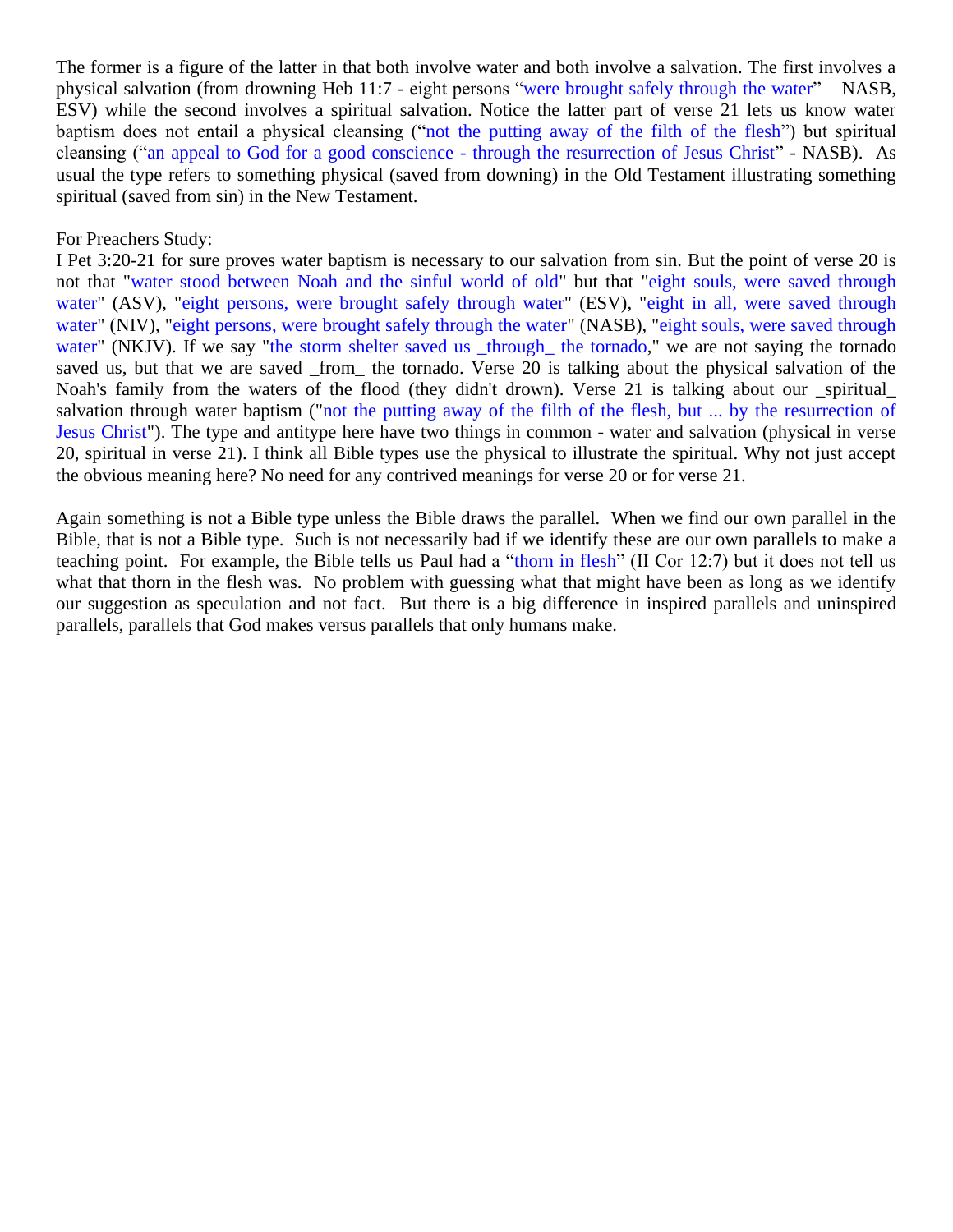The former is a figure of the latter in that both involve water and both involve a salvation. The first involves a physical salvation (from drowning Heb 11:7 - eight persons "were brought safely through the water" – NASB, ESV) while the second involves a spiritual salvation. Notice the latter part of verse 21 lets us know water baptism does not entail a physical cleansing ("not the putting away of the filth of the flesh") but spiritual cleansing ("an appeal to God for a good conscience - through the resurrection of Jesus Christ" - NASB). As usual the type refers to something physical (saved from downing) in the Old Testament illustrating something spiritual (saved from sin) in the New Testament.

For Preachers Study:
I Pet 3:20-21 for sure proves water baptism is necessary to our salvation from sin. But the point of verse 20 is not that "water stood between Noah and the sinful world of old" but that "eight souls, were saved through water" (ASV), "eight persons, were brought safely through water" (ESV), "eight in all, were saved through water" (NIV), "eight persons, were brought safely through the water" (NASB), "eight souls, were saved through water" (NKJV). If we say "the storm shelter saved us _through_ the tornado," we are not saying the tornado saved us, but that we are saved _from_ the tornado. Verse 20 is talking about the physical salvation of the Noah's family from the waters of the flood (they didn't drown). Verse 21 is talking about our _spiritual_ salvation through water baptism ("not the putting away of the filth of the flesh, but ... by the resurrection of Jesus Christ"). The type and antitype here have two things in common - water and salvation (physical in verse 20, spiritual in verse 21). I think all Bible types use the physical to illustrate the spiritual. Why not just accept the obvious meaning here? No need for any contrived meanings for verse 20 or for verse 21.

Again something is not a Bible type unless the Bible draws the parallel. When we find our own parallel in the Bible, that is not a Bible type. Such is not necessarily bad if we identify these are our own parallels to make a teaching point. For example, the Bible tells us Paul had a "thorn in flesh" (II Cor 12:7) but it does not tell us what that thorn in the flesh was. No problem with guessing what that might have been as long as we identify our suggestion as speculation and not fact. But there is a big difference in inspired parallels and uninspired parallels, parallels that God makes versus parallels that only humans make.